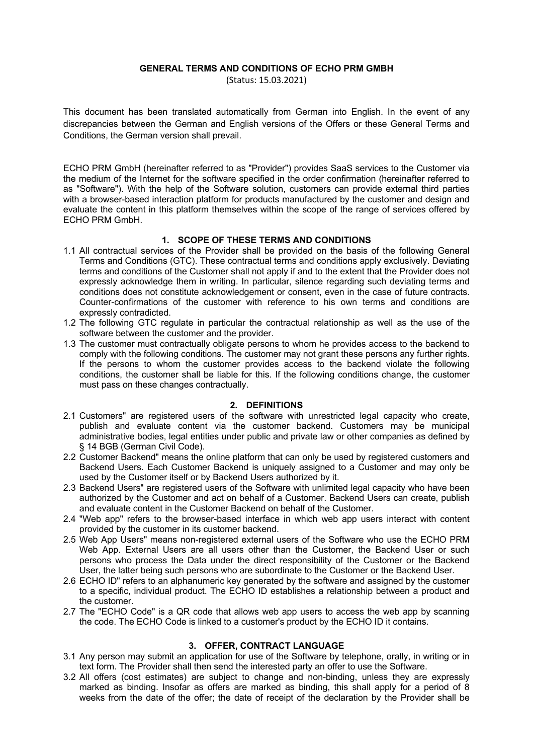# GENERAL TERMS AND CONDITIONS OF ECHO PRM GMBH

(Status: 15.03.2021)

This document has been translated automatically from German into English. In the event of any discrepancies between the German and English versions of the Offers or these General Terms and Conditions, the German version shall prevail.

ECHO PRM GmbH (hereinafter referred to as "Provider") provides SaaS services to the Customer via the medium of the Internet for the software specified in the order confirmation (hereinafter referred to as "Software"). With the help of the Software solution, customers can provide external third parties with a browser-based interaction platform for products manufactured by the customer and design and evaluate the content in this platform themselves within the scope of the range of services offered by ECHO PRM GmbH.

## 1. SCOPE OF THESE TERMS AND CONDITIONS

1.1 All contractual services of the Provider shall be provided on the basis of the following General Terms and Conditions (GTC). These contractual terms and conditions apply exclusively. Deviating terms and conditions of the Customer shall not apply if and to the extent that the Provider does not expressly acknowledge them in writing. In particular, silence regarding such deviating terms and conditions does not constitute acknowledgement or consent, even in the case of future contracts. Counter-confirmations of the customer with reference to his own terms and conditions are expressly contradicted.

1.2 The following GTC regulate in particular the contractual relationship as well as the use of the software between the customer and the provider.

1.3 The customer must contractually obligate persons to whom he provides access to the backend to comply with the following conditions. The customer may not grant these persons any further rights. If the persons to whom the customer provides access to the backend violate the following conditions, the customer shall be liable for this. If the following conditions change, the customer must pass on these changes contractually.

## 2. DEFINITIONS

2.1 Customers" are registered users of the software with unrestricted legal capacity who create, publish and evaluate content via the customer backend. Customers may be municipal administrative bodies, legal entities under public and private law or other companies as defined by § 14 BGB (German Civil Code).

2.2 Customer Backend" means the online platform that can only be used by registered customers and Backend Users. Each Customer Backend is uniquely assigned to a Customer and may only be used by the Customer itself or by Backend Users authorized by it.

2.3 Backend Users" are registered users of the Software with unlimited legal capacity who have been authorized by the Customer and act on behalf of a Customer. Backend Users can create, publish and evaluate content in the Customer Backend on behalf of the Customer.

2.4 "Web app" refers to the browser-based interface in which web app users interact with content provided by the customer in its customer backend.

2.5 Web App Users" means non-registered external users of the Software who use the ECHO PRM Web App. External Users are all users other than the Customer, the Backend User or such persons who process the Data under the direct responsibility of the Customer or the Backend User, the latter being such persons who are subordinate to the Customer or the Backend User.

2.6 ECHO ID" refers to an alphanumeric key generated by the software and assigned by the customer to a specific, individual product. The ECHO ID establishes a relationship between a product and the customer.

2.7 The "ECHO Code" is a QR code that allows web app users to access the web app by scanning the code. The ECHO Code is linked to a customer's product by the ECHO ID it contains.

## 3. OFFER, CONTRACT LANGUAGE

3.1 Any person may submit an application for use of the Software by telephone, orally, in writing or in text form. The Provider shall then send the interested party an offer to use the Software.

3.2 All offers (cost estimates) are subject to change and non-binding, unless they are expressly marked as binding. Insofar as offers are marked as binding, this shall apply for a period of 8 weeks from the date of the offer; the date of receipt of the declaration by the Provider shall be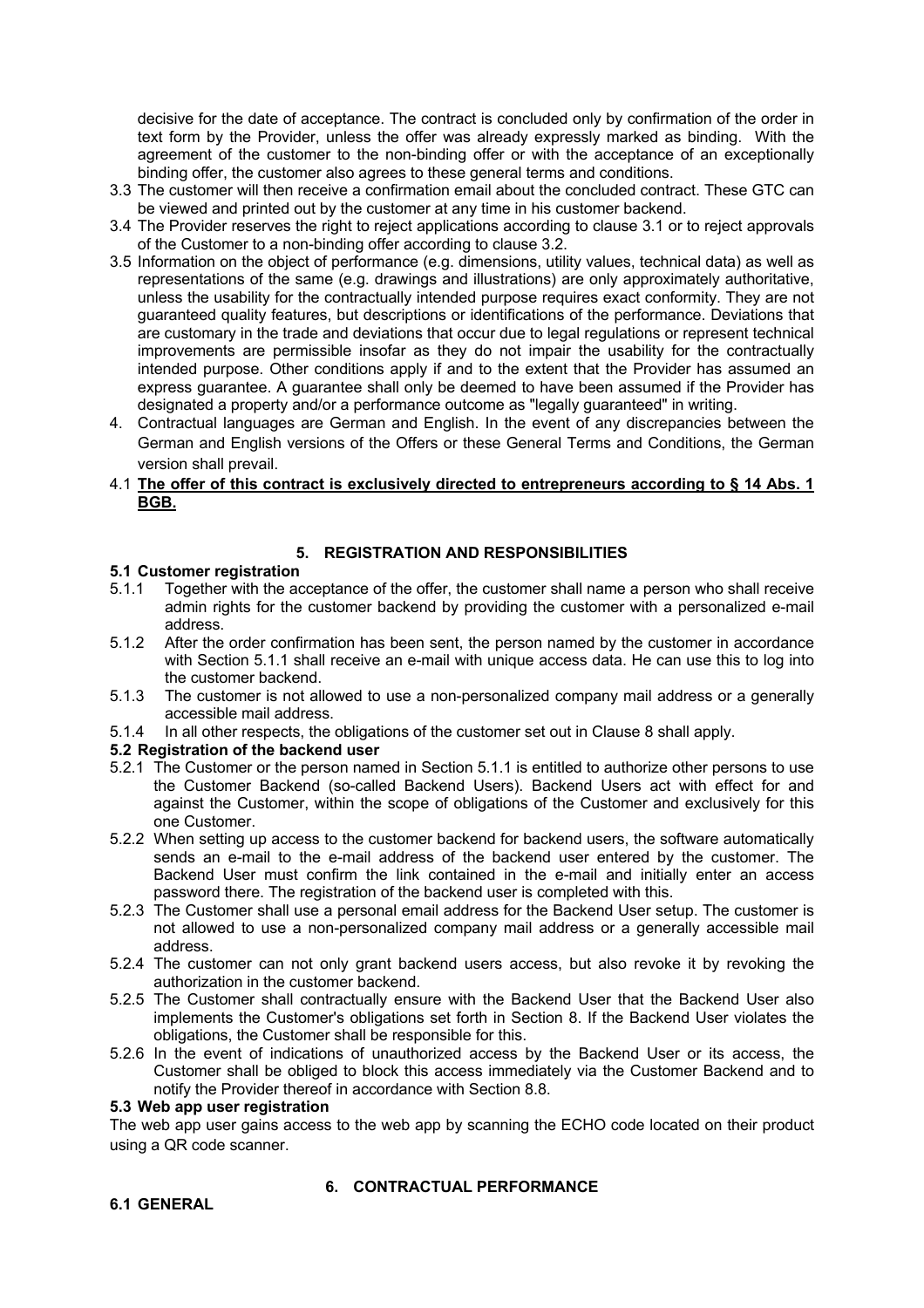decisive for the date of acceptance. The contract is concluded only by confirmation of the order in text form by the Provider, unless the offer was already expressly marked as binding. With the agreement of the customer to the non-binding offer or with the acceptance of an exceptionally binding offer, the customer also agrees to these general terms and conditions.

3.3 The customer will then receive a confirmation email about the concluded contract. These GTC can be viewed and printed out by the customer at any time in his customer backend.

3.4 The Provider reserves the right to reject applications according to clause 3.1 or to reject approvals of the Customer to a non-binding offer according to clause 3.2.

3.5 Information on the object of performance (e.g. dimensions, utility values, technical data) as well as representations of the same (e.g. drawings and illustrations) are only approximately authoritative, unless the usability for the contractually intended purpose requires exact conformity. They are not guaranteed quality features, but descriptions or identifications of the performance. Deviations that are customary in the trade and deviations that occur due to legal regulations or represent technical improvements are permissible insofar as they do not impair the usability for the contractually intended purpose. Other conditions apply if and to the extent that the Provider has assumed an express guarantee. A guarantee shall only be deemed to have been assumed if the Provider has designated a property and/or a performance outcome as "legally guaranteed" in writing.

4. Contractual languages are German and English. In the event of any discrepancies between the German and English versions of the Offers or these General Terms and Conditions, the German version shall prevail.

4.1 **The offer of this contract is exclusively directed to entrepreneurs according to § 14 Abs. 1 BGB.**

## 5. REGISTRATION AND RESPONSIBILITIES

### 5.1 Customer registration

5.1.1 Together with the acceptance of the offer, the customer shall name a person who shall receive admin rights for the customer backend by providing the customer with a personalized e-mail address.

5.1.2 After the order confirmation has been sent, the person named by the customer in accordance with Section 5.1.1 shall receive an e-mail with unique access data. He can use this to log into the customer backend.

5.1.3 The customer is not allowed to use a non-personalized company mail address or a generally accessible mail address.

5.1.4 In all other respects, the obligations of the customer set out in Clause 8 shall apply.

### 5.2 Registration of the backend user

5.2.1 The Customer or the person named in Section 5.1.1 is entitled to authorize other persons to use the Customer Backend (so-called Backend Users). Backend Users act with effect for and against the Customer, within the scope of obligations of the Customer and exclusively for this one Customer.

5.2.2 When setting up access to the customer backend for backend users, the software automatically sends an e-mail to the e-mail address of the backend user entered by the customer. The Backend User must confirm the link contained in the e-mail and initially enter an access password there. The registration of the backend user is completed with this.

5.2.3 The Customer shall use a personal email address for the Backend User setup. The customer is not allowed to use a non-personalized company mail address or a generally accessible mail address.

5.2.4 The customer can not only grant backend users access, but also revoke it by revoking the authorization in the customer backend.

5.2.5 The Customer shall contractually ensure with the Backend User that the Backend User also implements the Customer's obligations set forth in Section 8. If the Backend User violates the obligations, the Customer shall be responsible for this.

5.2.6 In the event of indications of unauthorized access by the Backend User or its access, the Customer shall be obliged to block this access immediately via the Customer Backend and to notify the Provider thereof in accordance with Section 8.8.

### 5.3 Web app user registration

The web app user gains access to the web app by scanning the ECHO code located on their product using a QR code scanner.

## 6. CONTRACTUAL PERFORMANCE

### 6.1 GENERAL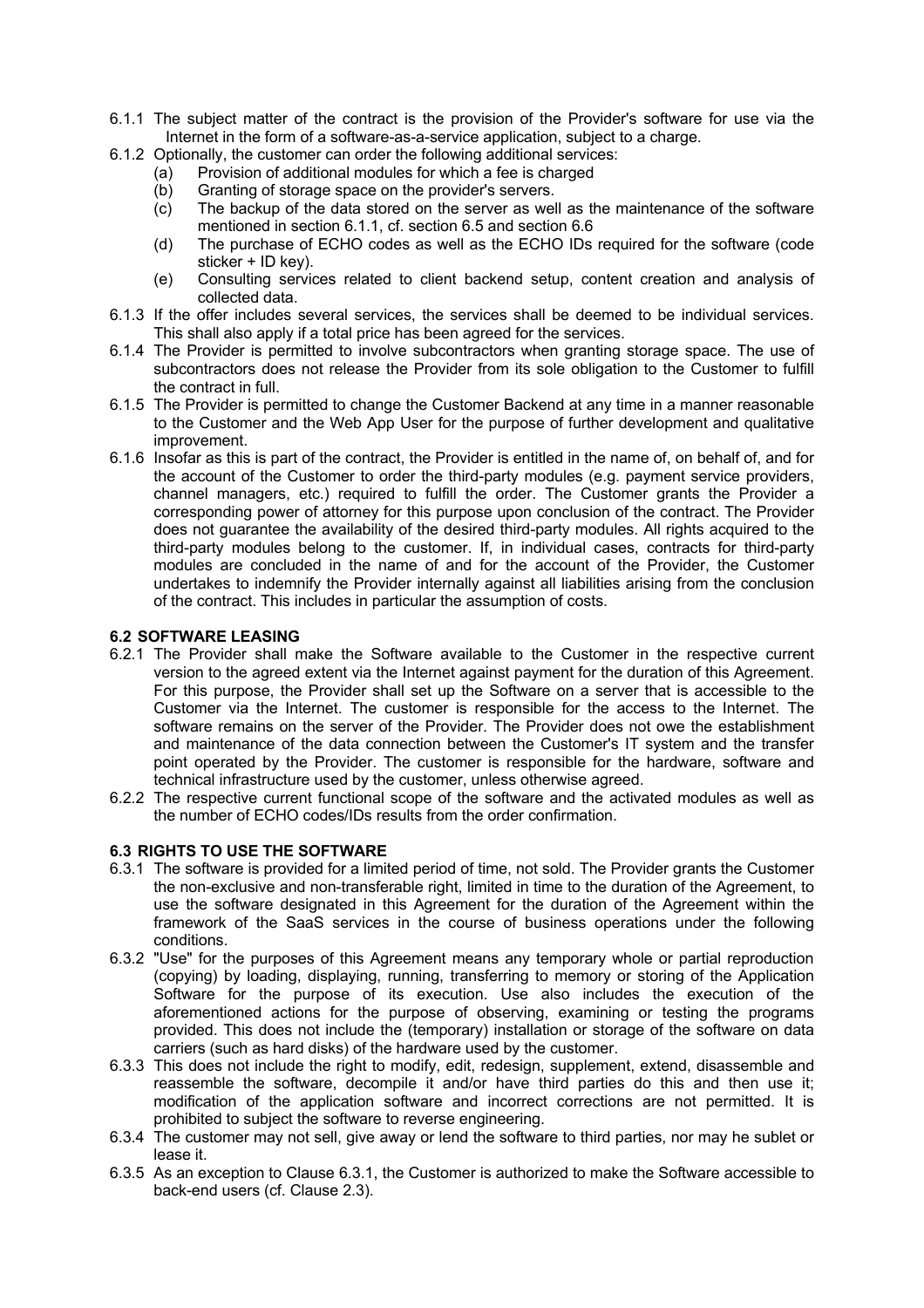6.1.1 The subject matter of the contract is the provision of the Provider's software for use via the Internet in the form of a software-as-a-service application, subject to a charge.

6.1.2 Optionally, the customer can order the following additional services:

(a) Provision of additional modules for which a fee is charged

(b) Granting of storage space on the provider's servers.

(c) The backup of the data stored on the server as well as the maintenance of the software mentioned in section 6.1.1, cf. section 6.5 and section 6.6

(d) The purchase of ECHO codes as well as the ECHO IDs required for the software (code sticker + ID key).

(e) Consulting services related to client backend setup, content creation and analysis of collected data.

6.1.3 If the offer includes several services, the services shall be deemed to be individual services. This shall also apply if a total price has been agreed for the services.

6.1.4 The Provider is permitted to involve subcontractors when granting storage space. The use of subcontractors does not release the Provider from its sole obligation to the Customer to fulfill the contract in full.

6.1.5 The Provider is permitted to change the Customer Backend at any time in a manner reasonable to the Customer and the Web App User for the purpose of further development and qualitative improvement.

6.1.6 Insofar as this is part of the contract, the Provider is entitled in the name of, on behalf of, and for the account of the Customer to order the third-party modules (e.g. payment service providers, channel managers, etc.) required to fulfill the order. The Customer grants the Provider a corresponding power of attorney for this purpose upon conclusion of the contract. The Provider does not guarantee the availability of the desired third-party modules. All rights acquired to the third-party modules belong to the customer. If, in individual cases, contracts for third-party modules are concluded in the name of and for the account of the Provider, the Customer undertakes to indemnify the Provider internally against all liabilities arising from the conclusion of the contract. This includes in particular the assumption of costs.

## 6.2 SOFTWARE LEASING

6.2.1 The Provider shall make the Software available to the Customer in the respective current version to the agreed extent via the Internet against payment for the duration of this Agreement. For this purpose, the Provider shall set up the Software on a server that is accessible to the Customer via the Internet. The customer is responsible for the access to the Internet. The software remains on the server of the Provider. The Provider does not owe the establishment and maintenance of the data connection between the Customer's IT system and the transfer point operated by the Provider. The customer is responsible for the hardware, software and technical infrastructure used by the customer, unless otherwise agreed.

6.2.2 The respective current functional scope of the software and the activated modules as well as the number of ECHO codes/IDs results from the order confirmation.

## 6.3 RIGHTS TO USE THE SOFTWARE

6.3.1 The software is provided for a limited period of time, not sold. The Provider grants the Customer the non-exclusive and non-transferable right, limited in time to the duration of the Agreement, to use the software designated in this Agreement for the duration of the Agreement within the framework of the SaaS services in the course of business operations under the following conditions.

6.3.2 "Use" for the purposes of this Agreement means any temporary whole or partial reproduction (copying) by loading, displaying, running, transferring to memory or storing of the Application Software for the purpose of its execution. Use also includes the execution of the aforementioned actions for the purpose of observing, examining or testing the programs provided. This does not include the (temporary) installation or storage of the software on data carriers (such as hard disks) of the hardware used by the customer.

6.3.3 This does not include the right to modify, edit, redesign, supplement, extend, disassemble and reassemble the software, decompile it and/or have third parties do this and then use it; modification of the application software and incorrect corrections are not permitted. It is prohibited to subject the software to reverse engineering.

6.3.4 The customer may not sell, give away or lend the software to third parties, nor may he sublet or lease it.

6.3.5 As an exception to Clause 6.3.1, the Customer is authorized to make the Software accessible to back-end users (cf. Clause 2.3).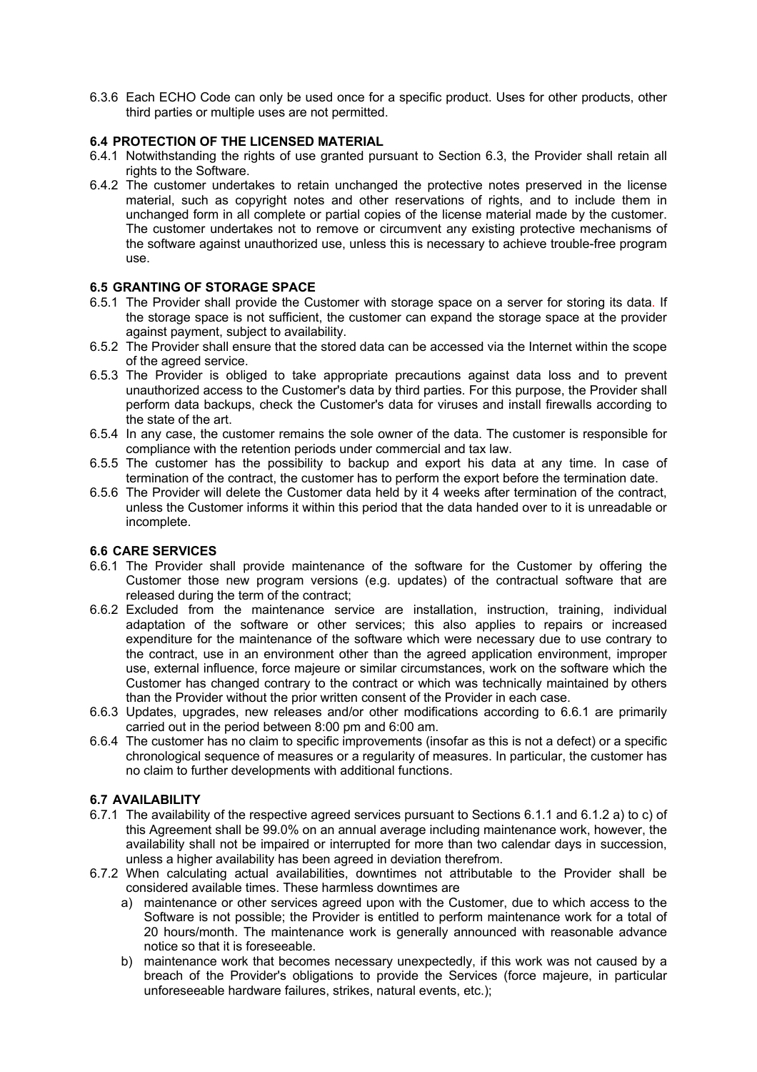6.3.6 Each ECHO Code can only be used once for a specific product. Uses for other products, other third parties or multiple uses are not permitted.

### 6.4 PROTECTION OF THE LICENSED MATERIAL

6.4.1 Notwithstanding the rights of use granted pursuant to Section 6.3, the Provider shall retain all rights to the Software.

6.4.2 The customer undertakes to retain unchanged the protective notes preserved in the license material, such as copyright notes and other reservations of rights, and to include them in unchanged form in all complete or partial copies of the license material made by the customer. The customer undertakes not to remove or circumvent any existing protective mechanisms of the software against unauthorized use, unless this is necessary to achieve trouble-free program use.

### 6.5 GRANTING OF STORAGE SPACE

6.5.1 The Provider shall provide the Customer with storage space on a server for storing its data. If the storage space is not sufficient, the customer can expand the storage space at the provider against payment, subject to availability.

6.5.2 The Provider shall ensure that the stored data can be accessed via the Internet within the scope of the agreed service.

6.5.3 The Provider is obliged to take appropriate precautions against data loss and to prevent unauthorized access to the Customer's data by third parties. For this purpose, the Provider shall perform data backups, check the Customer's data for viruses and install firewalls according to the state of the art.

6.5.4 In any case, the customer remains the sole owner of the data. The customer is responsible for compliance with the retention periods under commercial and tax law.

6.5.5 The customer has the possibility to backup and export his data at any time. In case of termination of the contract, the customer has to perform the export before the termination date.

6.5.6 The Provider will delete the Customer data held by it 4 weeks after termination of the contract, unless the Customer informs it within this period that the data handed over to it is unreadable or incomplete.

### 6.6 CARE SERVICES

6.6.1 The Provider shall provide maintenance of the software for the Customer by offering the Customer those new program versions (e.g. updates) of the contractual software that are released during the term of the contract;

6.6.2 Excluded from the maintenance service are installation, instruction, training, individual adaptation of the software or other services; this also applies to repairs or increased expenditure for the maintenance of the software which were necessary due to use contrary to the contract, use in an environment other than the agreed application environment, improper use, external influence, force majeure or similar circumstances, work on the software which the Customer has changed contrary to the contract or which was technically maintained by others than the Provider without the prior written consent of the Provider in each case.

6.6.3 Updates, upgrades, new releases and/or other modifications according to 6.6.1 are primarily carried out in the period between 8:00 pm and 6:00 am.

6.6.4 The customer has no claim to specific improvements (insofar as this is not a defect) or a specific chronological sequence of measures or a regularity of measures. In particular, the customer has no claim to further developments with additional functions.

### 6.7 AVAILABILITY

6.7.1 The availability of the respective agreed services pursuant to Sections 6.1.1 and 6.1.2 a) to c) of this Agreement shall be 99.0% on an annual average including maintenance work, however, the availability shall not be impaired or interrupted for more than two calendar days in succession, unless a higher availability has been agreed in deviation therefrom.

6.7.2 When calculating actual availabilities, downtimes not attributable to the Provider shall be considered available times. These harmless downtimes are

a) maintenance or other services agreed upon with the Customer, due to which access to the Software is not possible; the Provider is entitled to perform maintenance work for a total of 20 hours/month. The maintenance work is generally announced with reasonable advance notice so that it is foreseeable.

b) maintenance work that becomes necessary unexpectedly, if this work was not caused by a breach of the Provider's obligations to provide the Services (force majeure, in particular unforeseeable hardware failures, strikes, natural events, etc.);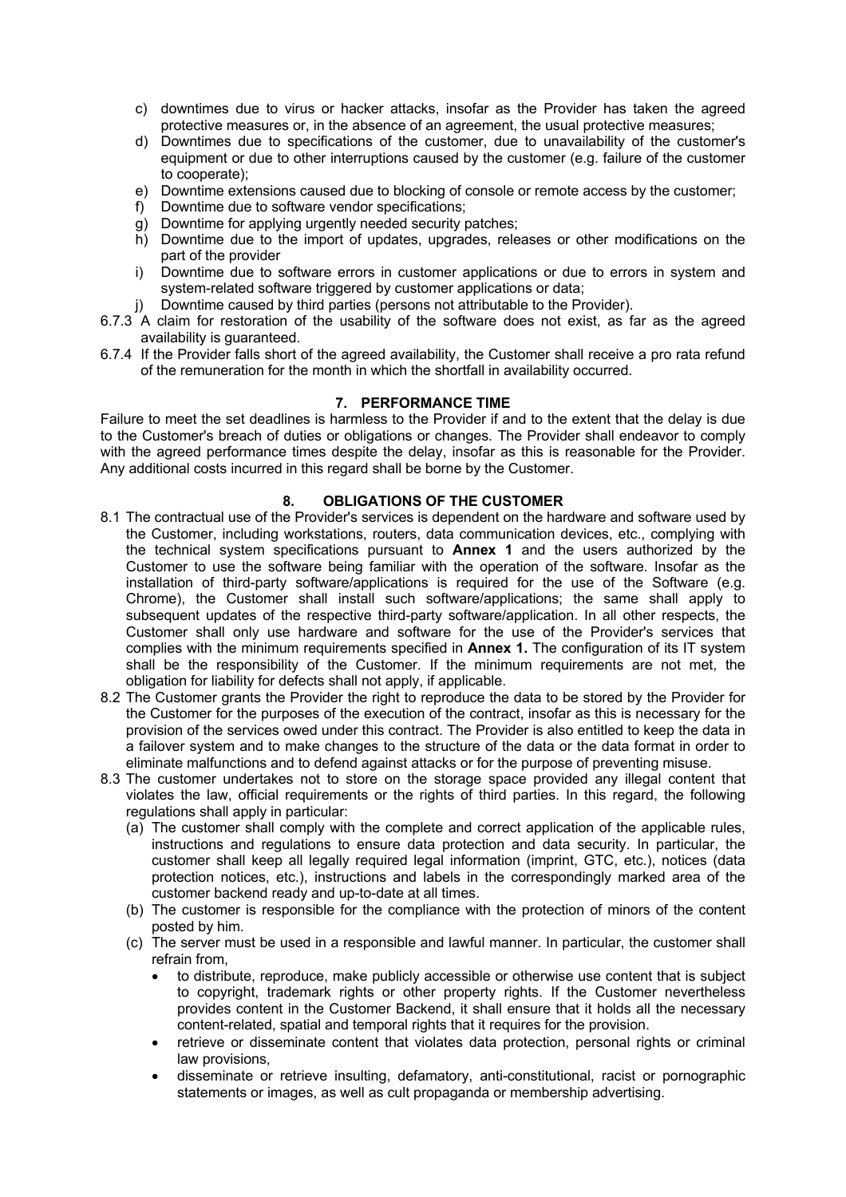c) downtimes due to virus or hacker attacks, insofar as the Provider has taken the agreed protective measures or, in the absence of an agreement, the usual protective measures;
d) Downtimes due to specifications of the customer, due to unavailability of the customer's equipment or due to other interruptions caused by the customer (e.g. failure of the customer to cooperate);
e) Downtime extensions caused due to blocking of console or remote access by the customer;
f) Downtime due to software vendor specifications;
g) Downtime for applying urgently needed security patches;
h) Downtime due to the import of updates, upgrades, releases or other modifications on the part of the provider
i) Downtime due to software errors in customer applications or due to errors in system and system-related software triggered by customer applications or data;
j) Downtime caused by third parties (persons not attributable to the Provider).

6.7.3 A claim for restoration of the usability of the software does not exist, as far as the agreed availability is guaranteed.

6.7.4 If the Provider falls short of the agreed availability, the Customer shall receive a pro rata refund of the remuneration for the month in which the shortfall in availability occurred.

## 7. PERFORMANCE TIME

Failure to meet the set deadlines is harmless to the Provider if and to the extent that the delay is due to the Customer's breach of duties or obligations or changes. The Provider shall endeavor to comply with the agreed performance times despite the delay, insofar as this is reasonable for the Provider. Any additional costs incurred in this regard shall be borne by the Customer.

## 8. OBLIGATIONS OF THE CUSTOMER

8.1 The contractual use of the Provider's services is dependent on the hardware and software used by the Customer, including workstations, routers, data communication devices, etc., complying with the technical system specifications pursuant to **Annex 1** and the users authorized by the Customer to use the software being familiar with the operation of the software. Insofar as the installation of third-party software/applications is required for the use of the Software (e.g. Chrome), the Customer shall install such software/applications; the same shall apply to subsequent updates of the respective third-party software/application. In all other respects, the Customer shall only use hardware and software for the use of the Provider's services that complies with the minimum requirements specified in **Annex 1.** The configuration of its IT system shall be the responsibility of the Customer. If the minimum requirements are not met, the obligation for liability for defects shall not apply, if applicable.

8.2 The Customer grants the Provider the right to reproduce the data to be stored by the Provider for the Customer for the purposes of the execution of the contract, insofar as this is necessary for the provision of the services owed under this contract. The Provider is also entitled to keep the data in a failover system and to make changes to the structure of the data or the data format in order to eliminate malfunctions and to defend against attacks or for the purpose of preventing misuse.

8.3 The customer undertakes not to store on the storage space provided any illegal content that violates the law, official requirements or the rights of third parties. In this regard, the following regulations shall apply in particular:
(a) The customer shall comply with the complete and correct application of the applicable rules, instructions and regulations to ensure data protection and data security. In particular, the customer shall keep all legally required legal information (imprint, GTC, etc.), notices (data protection notices, etc.), instructions and labels in the correspondingly marked area of the customer backend ready and up-to-date at all times.
(b) The customer is responsible for the compliance with the protection of minors of the content posted by him.
(c) The server must be used in a responsible and lawful manner. In particular, the customer shall refrain from,
   - to distribute, reproduce, make publicly accessible or otherwise use content that is subject to copyright, trademark rights or other property rights. If the Customer nevertheless provides content in the Customer Backend, it shall ensure that it holds all the necessary content-related, spatial and temporal rights that it requires for the provision.
   - retrieve or disseminate content that violates data protection, personal rights or criminal law provisions,
   - disseminate or retrieve insulting, defamatory, anti-constitutional, racist or pornographic statements or images, as well as cult propaganda or membership advertising.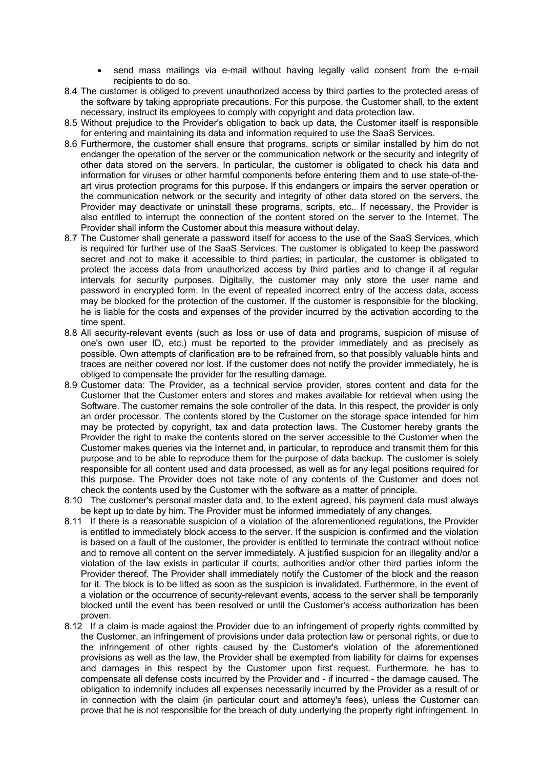- send mass mailings via e-mail without having legally valid consent from the e-mail recipients to do so.

8.4 The customer is obliged to prevent unauthorized access by third parties to the protected areas of the software by taking appropriate precautions. For this purpose, the Customer shall, to the extent necessary, instruct its employees to comply with copyright and data protection law.

8.5 Without prejudice to the Provider's obligation to back up data, the Customer itself is responsible for entering and maintaining its data and information required to use the SaaS Services.

8.6 Furthermore, the customer shall ensure that programs, scripts or similar installed by him do not endanger the operation of the server or the communication network or the security and integrity of other data stored on the servers. In particular, the customer is obligated to check his data and information for viruses or other harmful components before entering them and to use state-of-the-art virus protection programs for this purpose. If this endangers or impairs the server operation or the communication network or the security and integrity of other data stored on the servers, the Provider may deactivate or uninstall these programs, scripts, etc.. If necessary, the Provider is also entitled to interrupt the connection of the content stored on the server to the Internet. The Provider shall inform the Customer about this measure without delay.

8.7 The Customer shall generate a password itself for access to the use of the SaaS Services, which is required for further use of the SaaS Services. The customer is obligated to keep the password secret and not to make it accessible to third parties; in particular, the customer is obligated to protect the access data from unauthorized access by third parties and to change it at regular intervals for security purposes. Digitally, the customer may only store the user name and password in encrypted form. In the event of repeated incorrect entry of the access data, access may be blocked for the protection of the customer. If the customer is responsible for the blocking, he is liable for the costs and expenses of the provider incurred by the activation according to the time spent.

8.8 All security-relevant events (such as loss or use of data and programs, suspicion of misuse of one's own user ID, etc.) must be reported to the provider immediately and as precisely as possible. Own attempts of clarification are to be refrained from, so that possibly valuable hints and traces are neither covered nor lost. If the customer does not notify the provider immediately, he is obliged to compensate the provider for the resulting damage.

8.9 Customer data: The Provider, as a technical service provider, stores content and data for the Customer that the Customer enters and stores and makes available for retrieval when using the Software. The customer remains the sole controller of the data. In this respect, the provider is only an order processor. The contents stored by the Customer on the storage space intended for him may be protected by copyright, tax and data protection laws. The Customer hereby grants the Provider the right to make the contents stored on the server accessible to the Customer when the Customer makes queries via the Internet and, in particular, to reproduce and transmit them for this purpose and to be able to reproduce them for the purpose of data backup. The customer is solely responsible for all content used and data processed, as well as for any legal positions required for this purpose. The Provider does not take note of any contents of the Customer and does not check the contents used by the Customer with the software as a matter of principle.

8.10 The customer's personal master data and, to the extent agreed, his payment data must always be kept up to date by him. The Provider must be informed immediately of any changes.

8.11 If there is a reasonable suspicion of a violation of the aforementioned regulations, the Provider is entitled to immediately block access to the server. If the suspicion is confirmed and the violation is based on a fault of the customer, the provider is entitled to terminate the contract without notice and to remove all content on the server immediately. A justified suspicion for an illegality and/or a violation of the law exists in particular if courts, authorities and/or other third parties inform the Provider thereof. The Provider shall immediately notify the Customer of the block and the reason for it. The block is to be lifted as soon as the suspicion is invalidated. Furthermore, in the event of a violation or the occurrence of security-relevant events, access to the server shall be temporarily blocked until the event has been resolved or until the Customer's access authorization has been proven.

8.12 If a claim is made against the Provider due to an infringement of property rights committed by the Customer, an infringement of provisions under data protection law or personal rights, or due to the infringement of other rights caused by the Customer's violation of the aforementioned provisions as well as the law, the Provider shall be exempted from liability for claims for expenses and damages in this respect by the Customer upon first request. Furthermore, he has to compensate all defense costs incurred by the Provider and - if incurred - the damage caused. The obligation to indemnify includes all expenses necessarily incurred by the Provider as a result of or in connection with the claim (in particular court and attorney's fees), unless the Customer can prove that he is not responsible for the breach of duty underlying the property right infringement. In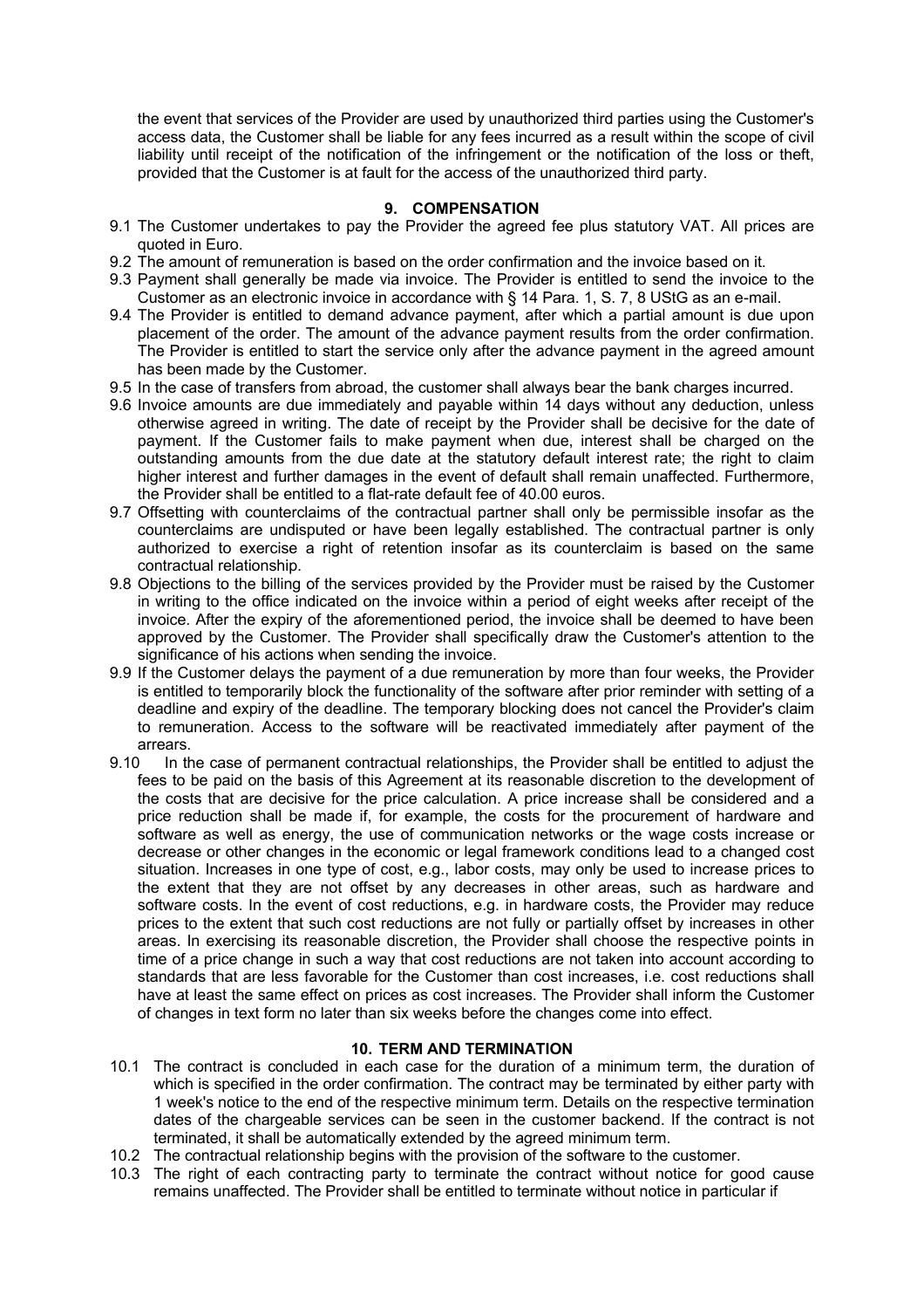the event that services of the Provider are used by unauthorized third parties using the Customer's access data, the Customer shall be liable for any fees incurred as a result within the scope of civil liability until receipt of the notification of the infringement or the notification of the loss or theft, provided that the Customer is at fault for the access of the unauthorized third party.

## 9. COMPENSATION

9.1 The Customer undertakes to pay the Provider the agreed fee plus statutory VAT. All prices are quoted in Euro.

9.2 The amount of remuneration is based on the order confirmation and the invoice based on it.

9.3 Payment shall generally be made via invoice. The Provider is entitled to send the invoice to the Customer as an electronic invoice in accordance with § 14 Para. 1, S. 7, 8 UStG as an e-mail.

9.4 The Provider is entitled to demand advance payment, after which a partial amount is due upon placement of the order. The amount of the advance payment results from the order confirmation. The Provider is entitled to start the service only after the advance payment in the agreed amount has been made by the Customer.

9.5 In the case of transfers from abroad, the customer shall always bear the bank charges incurred.

9.6 Invoice amounts are due immediately and payable within 14 days without any deduction, unless otherwise agreed in writing. The date of receipt by the Provider shall be decisive for the date of payment. If the Customer fails to make payment when due, interest shall be charged on the outstanding amounts from the due date at the statutory default interest rate; the right to claim higher interest and further damages in the event of default shall remain unaffected. Furthermore, the Provider shall be entitled to a flat-rate default fee of 40.00 euros.

9.7 Offsetting with counterclaims of the contractual partner shall only be permissible insofar as the counterclaims are undisputed or have been legally established. The contractual partner is only authorized to exercise a right of retention insofar as its counterclaim is based on the same contractual relationship.

9.8 Objections to the billing of the services provided by the Provider must be raised by the Customer in writing to the office indicated on the invoice within a period of eight weeks after receipt of the invoice. After the expiry of the aforementioned period, the invoice shall be deemed to have been approved by the Customer. The Provider shall specifically draw the Customer's attention to the significance of his actions when sending the invoice.

9.9 If the Customer delays the payment of a due remuneration by more than four weeks, the Provider is entitled to temporarily block the functionality of the software after prior reminder with setting of a deadline and expiry of the deadline. The temporary blocking does not cancel the Provider's claim to remuneration. Access to the software will be reactivated immediately after payment of the arrears.

9.10 In the case of permanent contractual relationships, the Provider shall be entitled to adjust the fees to be paid on the basis of this Agreement at its reasonable discretion to the development of the costs that are decisive for the price calculation. A price increase shall be considered and a price reduction shall be made if, for example, the costs for the procurement of hardware and software as well as energy, the use of communication networks or the wage costs increase or decrease or other changes in the economic or legal framework conditions lead to a changed cost situation. Increases in one type of cost, e.g., labor costs, may only be used to increase prices to the extent that they are not offset by any decreases in other areas, such as hardware and software costs. In the event of cost reductions, e.g. in hardware costs, the Provider may reduce prices to the extent that such cost reductions are not fully or partially offset by increases in other areas. In exercising its reasonable discretion, the Provider shall choose the respective points in time of a price change in such a way that cost reductions are not taken into account according to standards that are less favorable for the Customer than cost increases, i.e. cost reductions shall have at least the same effect on prices as cost increases. The Provider shall inform the Customer of changes in text form no later than six weeks before the changes come into effect.

## 10. TERM AND TERMINATION

10.1 The contract is concluded in each case for the duration of a minimum term, the duration of which is specified in the order confirmation. The contract may be terminated by either party with 1 week's notice to the end of the respective minimum term. Details on the respective termination dates of the chargeable services can be seen in the customer backend. If the contract is not terminated, it shall be automatically extended by the agreed minimum term.

10.2 The contractual relationship begins with the provision of the software to the customer.

10.3 The right of each contracting party to terminate the contract without notice for good cause remains unaffected. The Provider shall be entitled to terminate without notice in particular if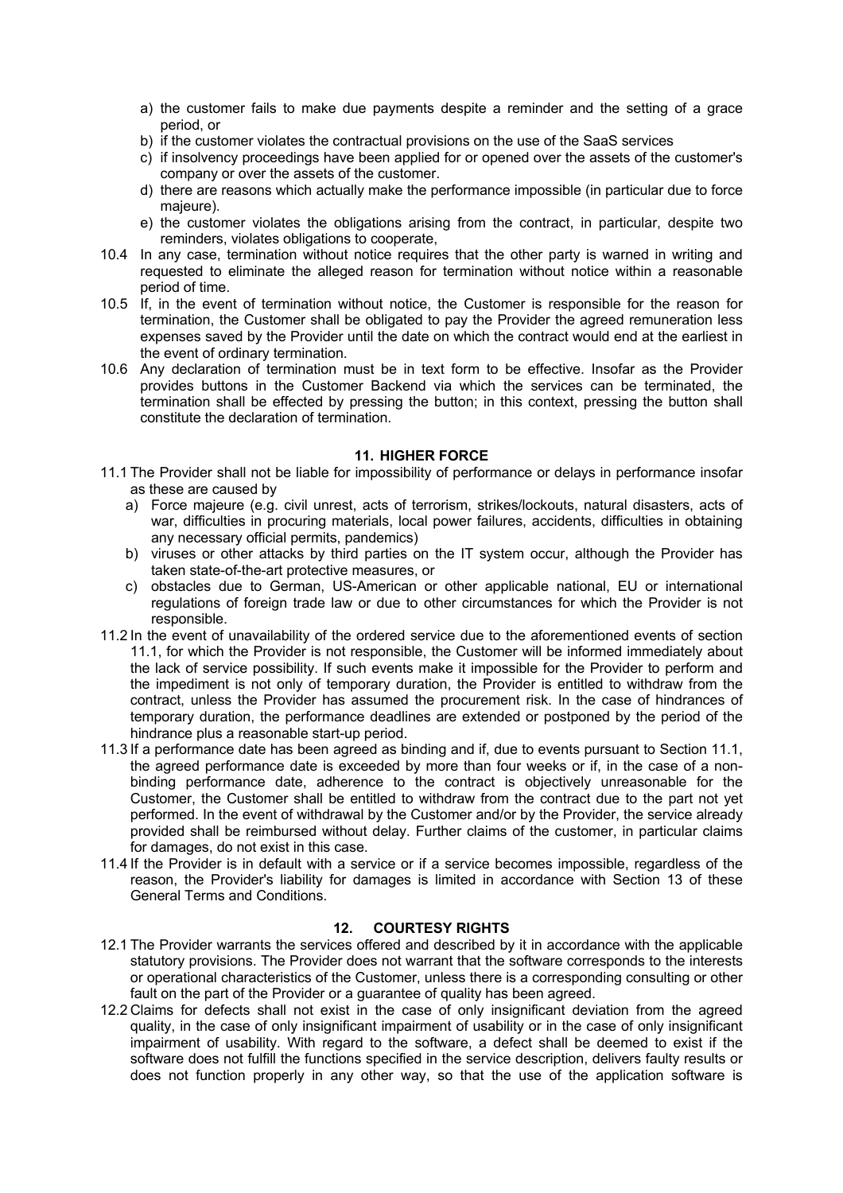a) the customer fails to make due payments despite a reminder and the setting of a grace period, or
b) if the customer violates the contractual provisions on the use of the SaaS services
c) if insolvency proceedings have been applied for or opened over the assets of the customer's company or over the assets of the customer.
d) there are reasons which actually make the performance impossible (in particular due to force majeure).
e) the customer violates the obligations arising from the contract, in particular, despite two reminders, violates obligations to cooperate,

10.4 In any case, termination without notice requires that the other party is warned in writing and requested to eliminate the alleged reason for termination without notice within a reasonable period of time.

10.5 If, in the event of termination without notice, the Customer is responsible for the reason for termination, the Customer shall be obligated to pay the Provider the agreed remuneration less expenses saved by the Provider until the date on which the contract would end at the earliest in the event of ordinary termination.

10.6 Any declaration of termination must be in text form to be effective. Insofar as the Provider provides buttons in the Customer Backend via which the services can be terminated, the termination shall be effected by pressing the button; in this context, pressing the button shall constitute the declaration of termination.

## 11. HIGHER FORCE

11.1 The Provider shall not be liable for impossibility of performance or delays in performance insofar as these are caused by

a) Force majeure (e.g. civil unrest, acts of terrorism, strikes/lockouts, natural disasters, acts of war, difficulties in procuring materials, local power failures, accidents, difficulties in obtaining any necessary official permits, pandemics)
b) viruses or other attacks by third parties on the IT system occur, although the Provider has taken state-of-the-art protective measures, or
c) obstacles due to German, US-American or other applicable national, EU or international regulations of foreign trade law or due to other circumstances for which the Provider is not responsible.

11.2 In the event of unavailability of the ordered service due to the aforementioned events of section 11.1, for which the Provider is not responsible, the Customer will be informed immediately about the lack of service possibility. If such events make it impossible for the Provider to perform and the impediment is not only of temporary duration, the Provider is entitled to withdraw from the contract, unless the Provider has assumed the procurement risk. In the case of hindrances of temporary duration, the performance deadlines are extended or postponed by the period of the hindrance plus a reasonable start-up period.

11.3 If a performance date has been agreed as binding and if, due to events pursuant to Section 11.1, the agreed performance date is exceeded by more than four weeks or if, in the case of a non-binding performance date, adherence to the contract is objectively unreasonable for the Customer, the Customer shall be entitled to withdraw from the contract due to the part not yet performed. In the event of withdrawal by the Customer and/or by the Provider, the service already provided shall be reimbursed without delay. Further claims of the customer, in particular claims for damages, do not exist in this case.

11.4 If the Provider is in default with a service or if a service becomes impossible, regardless of the reason, the Provider's liability for damages is limited in accordance with Section 13 of these General Terms and Conditions.

## 12. COURTESY RIGHTS

12.1 The Provider warrants the services offered and described by it in accordance with the applicable statutory provisions. The Provider does not warrant that the software corresponds to the interests or operational characteristics of the Customer, unless there is a corresponding consulting or other fault on the part of the Provider or a guarantee of quality has been agreed.

12.2 Claims for defects shall not exist in the case of only insignificant deviation from the agreed quality, in the case of only insignificant impairment of usability or in the case of only insignificant impairment of usability. With regard to the software, a defect shall be deemed to exist if the software does not fulfill the functions specified in the service description, delivers faulty results or does not function properly in any other way, so that the use of the application software is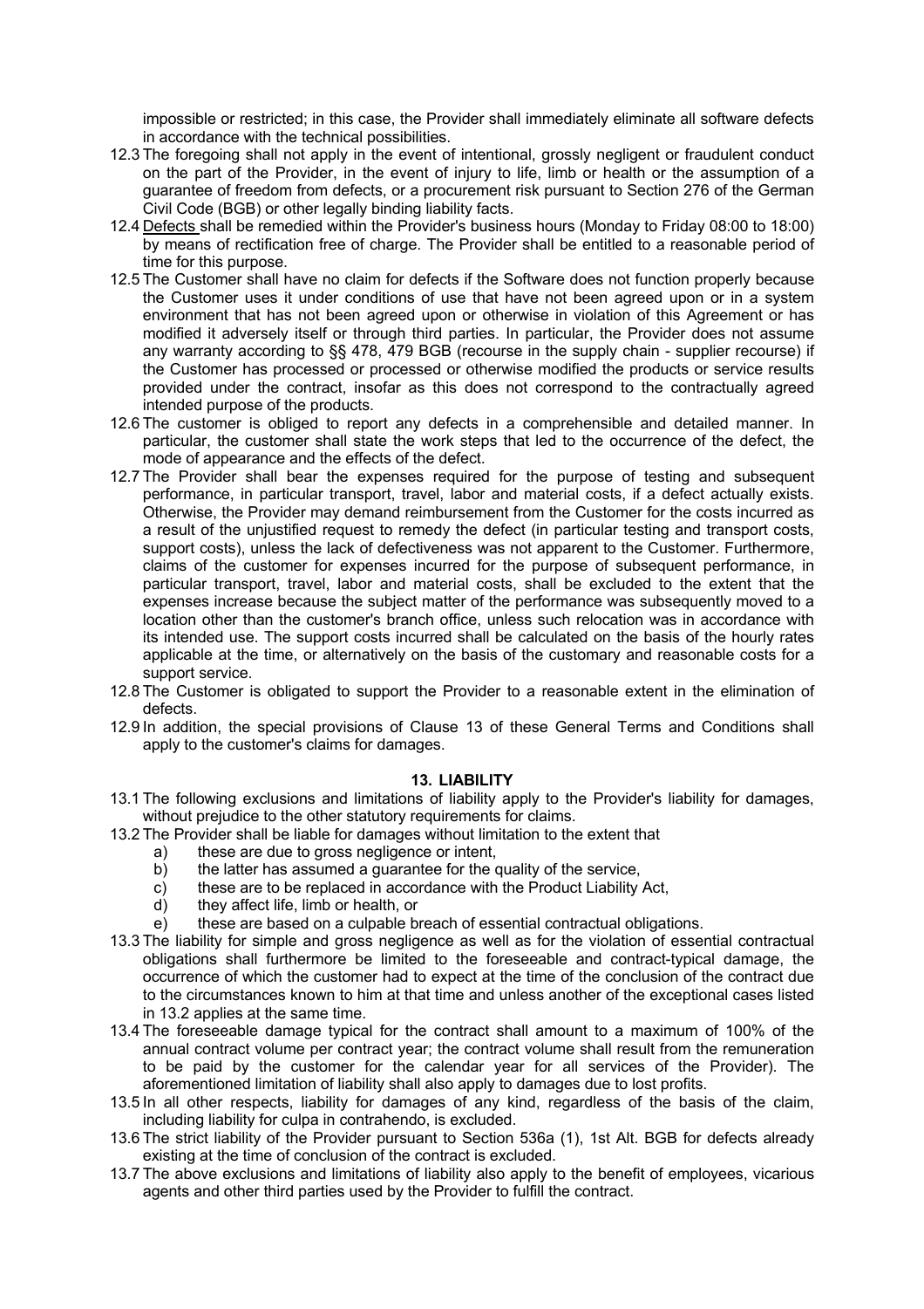impossible or restricted; in this case, the Provider shall immediately eliminate all software defects in accordance with the technical possibilities.

12.3 The foregoing shall not apply in the event of intentional, grossly negligent or fraudulent conduct on the part of the Provider, in the event of injury to life, limb or health or the assumption of a guarantee of freedom from defects, or a procurement risk pursuant to Section 276 of the German Civil Code (BGB) or other legally binding liability facts.

12.4 Defects shall be remedied within the Provider's business hours (Monday to Friday 08:00 to 18:00) by means of rectification free of charge. The Provider shall be entitled to a reasonable period of time for this purpose.

12.5 The Customer shall have no claim for defects if the Software does not function properly because the Customer uses it under conditions of use that have not been agreed upon or in a system environment that has not been agreed upon or otherwise in violation of this Agreement or has modified it adversely itself or through third parties. In particular, the Provider does not assume any warranty according to §§ 478, 479 BGB (recourse in the supply chain - supplier recourse) if the Customer has processed or processed or otherwise modified the products or service results provided under the contract, insofar as this does not correspond to the contractually agreed intended purpose of the products.

12.6 The customer is obliged to report any defects in a comprehensible and detailed manner. In particular, the customer shall state the work steps that led to the occurrence of the defect, the mode of appearance and the effects of the defect.

12.7 The Provider shall bear the expenses required for the purpose of testing and subsequent performance, in particular transport, travel, labor and material costs, if a defect actually exists. Otherwise, the Provider may demand reimbursement from the Customer for the costs incurred as a result of the unjustified request to remedy the defect (in particular testing and transport costs, support costs), unless the lack of defectiveness was not apparent to the Customer. Furthermore, claims of the customer for expenses incurred for the purpose of subsequent performance, in particular transport, travel, labor and material costs, shall be excluded to the extent that the expenses increase because the subject matter of the performance was subsequently moved to a location other than the customer's branch office, unless such relocation was in accordance with its intended use. The support costs incurred shall be calculated on the basis of the hourly rates applicable at the time, or alternatively on the basis of the customary and reasonable costs for a support service.

12.8 The Customer is obligated to support the Provider to a reasonable extent in the elimination of defects.

12.9 In addition, the special provisions of Clause 13 of these General Terms and Conditions shall apply to the customer's claims for damages.

## 13. LIABILITY

13.1 The following exclusions and limitations of liability apply to the Provider's liability for damages, without prejudice to the other statutory requirements for claims.

13.2 The Provider shall be liable for damages without limitation to the extent that

a) these are due to gross negligence or intent,
b) the latter has assumed a guarantee for the quality of the service,
c) these are to be replaced in accordance with the Product Liability Act,
d) they affect life, limb or health, or
e) these are based on a culpable breach of essential contractual obligations.

13.3 The liability for simple and gross negligence as well as for the violation of essential contractual obligations shall furthermore be limited to the foreseeable and contract-typical damage, the occurrence of which the customer had to expect at the time of the conclusion of the contract due to the circumstances known to him at that time and unless another of the exceptional cases listed in 13.2 applies at the same time.

13.4 The foreseeable damage typical for the contract shall amount to a maximum of 100% of the annual contract volume per contract year; the contract volume shall result from the remuneration to be paid by the customer for the calendar year for all services of the Provider). The aforementioned limitation of liability shall also apply to damages due to lost profits.

13.5 In all other respects, liability for damages of any kind, regardless of the basis of the claim, including liability for culpa in contrahendo, is excluded.

13.6 The strict liability of the Provider pursuant to Section 536a (1), 1st Alt. BGB for defects already existing at the time of conclusion of the contract is excluded.

13.7 The above exclusions and limitations of liability also apply to the benefit of employees, vicarious agents and other third parties used by the Provider to fulfill the contract.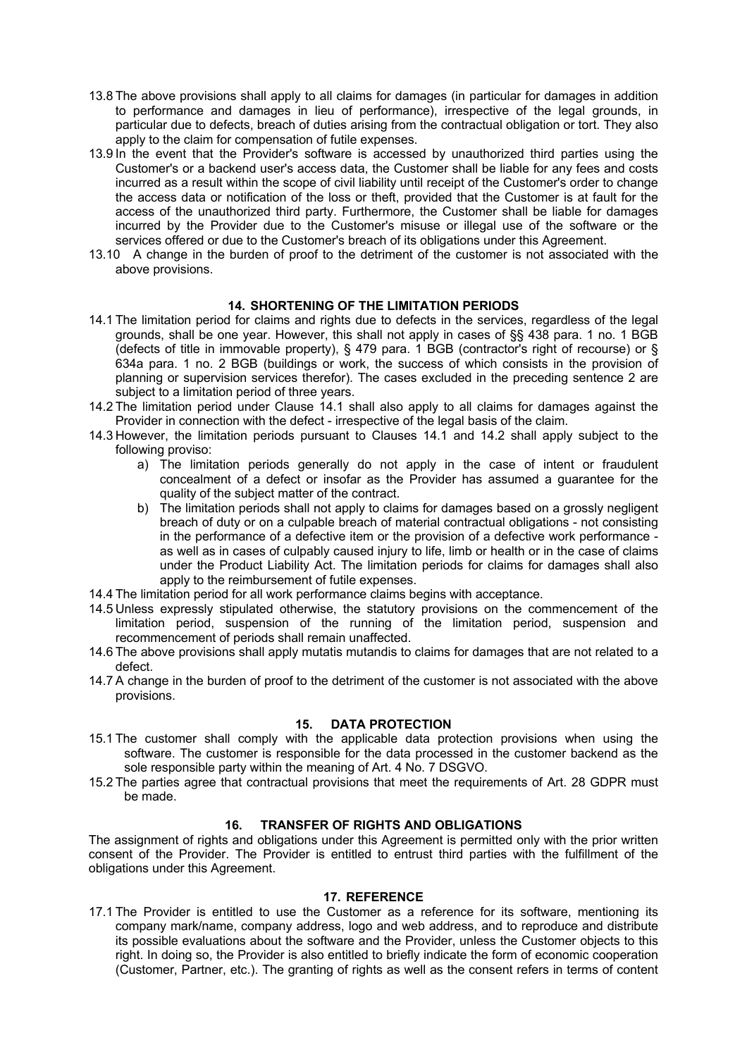13.8 The above provisions shall apply to all claims for damages (in particular for damages in addition to performance and damages in lieu of performance), irrespective of the legal grounds, in particular due to defects, breach of duties arising from the contractual obligation or tort. They also apply to the claim for compensation of futile expenses.

13.9 In the event that the Provider's software is accessed by unauthorized third parties using the Customer's or a backend user's access data, the Customer shall be liable for any fees and costs incurred as a result within the scope of civil liability until receipt of the Customer's order to change the access data or notification of the loss or theft, provided that the Customer is at fault for the access of the unauthorized third party. Furthermore, the Customer shall be liable for damages incurred by the Provider due to the Customer's misuse or illegal use of the software or the services offered or due to the Customer's breach of its obligations under this Agreement.

13.10 A change in the burden of proof to the detriment of the customer is not associated with the above provisions.

## 14. SHORTENING OF THE LIMITATION PERIODS

14.1 The limitation period for claims and rights due to defects in the services, regardless of the legal grounds, shall be one year. However, this shall not apply in cases of §§ 438 para. 1 no. 1 BGB (defects of title in immovable property), § 479 para. 1 BGB (contractor's right of recourse) or § 634a para. 1 no. 2 BGB (buildings or work, the success of which consists in the provision of planning or supervision services therefor). The cases excluded in the preceding sentence 2 are subject to a limitation period of three years.

14.2 The limitation period under Clause 14.1 shall also apply to all claims for damages against the Provider in connection with the defect - irrespective of the legal basis of the claim.

14.3 However, the limitation periods pursuant to Clauses 14.1 and 14.2 shall apply subject to the following proviso:

a) The limitation periods generally do not apply in the case of intent or fraudulent concealment of a defect or insofar as the Provider has assumed a guarantee for the quality of the subject matter of the contract.

b) The limitation periods shall not apply to claims for damages based on a grossly negligent breach of duty or on a culpable breach of material contractual obligations - not consisting in the performance of a defective item or the provision of a defective work performance - as well as in cases of culpably caused injury to life, limb or health or in the case of claims under the Product Liability Act. The limitation periods for claims for damages shall also apply to the reimbursement of futile expenses.

14.4 The limitation period for all work performance claims begins with acceptance.

14.5 Unless expressly stipulated otherwise, the statutory provisions on the commencement of the limitation period, suspension of the running of the limitation period, suspension and recommencement of periods shall remain unaffected.

14.6 The above provisions shall apply mutatis mutandis to claims for damages that are not related to a defect.

14.7 A change in the burden of proof to the detriment of the customer is not associated with the above provisions.

## 15. DATA PROTECTION

15.1 The customer shall comply with the applicable data protection provisions when using the software. The customer is responsible for the data processed in the customer backend as the sole responsible party within the meaning of Art. 4 No. 7 DSGVO.

15.2 The parties agree that contractual provisions that meet the requirements of Art. 28 GDPR must be made.

## 16. TRANSFER OF RIGHTS AND OBLIGATIONS

The assignment of rights and obligations under this Agreement is permitted only with the prior written consent of the Provider. The Provider is entitled to entrust third parties with the fulfillment of the obligations under this Agreement.

## 17. REFERENCE

17.1 The Provider is entitled to use the Customer as a reference for its software, mentioning its company mark/name, company address, logo and web address, and to reproduce and distribute its possible evaluations about the software and the Provider, unless the Customer objects to this right. In doing so, the Provider is also entitled to briefly indicate the form of economic cooperation (Customer, Partner, etc.). The granting of rights as well as the consent refers in terms of content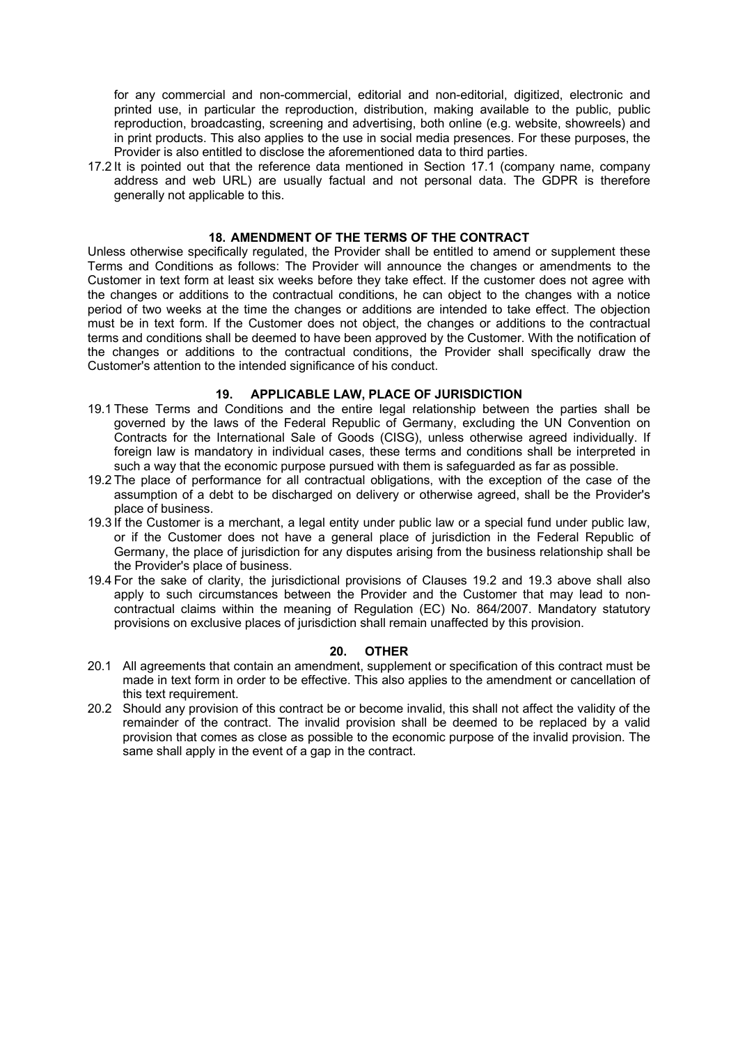for any commercial and non-commercial, editorial and non-editorial, digitized, electronic and printed use, in particular the reproduction, distribution, making available to the public, public reproduction, broadcasting, screening and advertising, both online (e.g. website, showreels) and in print products. This also applies to the use in social media presences. For these purposes, the Provider is also entitled to disclose the aforementioned data to third parties.

17.2 It is pointed out that the reference data mentioned in Section 17.1 (company name, company address and web URL) are usually factual and not personal data. The GDPR is therefore generally not applicable to this.

## 18. AMENDMENT OF THE TERMS OF THE CONTRACT

Unless otherwise specifically regulated, the Provider shall be entitled to amend or supplement these Terms and Conditions as follows: The Provider will announce the changes or amendments to the Customer in text form at least six weeks before they take effect. If the customer does not agree with the changes or additions to the contractual conditions, he can object to the changes with a notice period of two weeks at the time the changes or additions are intended to take effect. The objection must be in text form. If the Customer does not object, the changes or additions to the contractual terms and conditions shall be deemed to have been approved by the Customer. With the notification of the changes or additions to the contractual conditions, the Provider shall specifically draw the Customer's attention to the intended significance of his conduct.

## 19. APPLICABLE LAW, PLACE OF JURISDICTION

19.1 These Terms and Conditions and the entire legal relationship between the parties shall be governed by the laws of the Federal Republic of Germany, excluding the UN Convention on Contracts for the International Sale of Goods (CISG), unless otherwise agreed individually. If foreign law is mandatory in individual cases, these terms and conditions shall be interpreted in such a way that the economic purpose pursued with them is safeguarded as far as possible.

19.2 The place of performance for all contractual obligations, with the exception of the case of the assumption of a debt to be discharged on delivery or otherwise agreed, shall be the Provider's place of business.

19.3 If the Customer is a merchant, a legal entity under public law or a special fund under public law, or if the Customer does not have a general place of jurisdiction in the Federal Republic of Germany, the place of jurisdiction for any disputes arising from the business relationship shall be the Provider's place of business.

19.4 For the sake of clarity, the jurisdictional provisions of Clauses 19.2 and 19.3 above shall also apply to such circumstances between the Provider and the Customer that may lead to non-contractual claims within the meaning of Regulation (EC) No. 864/2007. Mandatory statutory provisions on exclusive places of jurisdiction shall remain unaffected by this provision.

## 20. OTHER

20.1 All agreements that contain an amendment, supplement or specification of this contract must be made in text form in order to be effective. This also applies to the amendment or cancellation of this text requirement.

20.2 Should any provision of this contract be or become invalid, this shall not affect the validity of the remainder of the contract. The invalid provision shall be deemed to be replaced by a valid provision that comes as close as possible to the economic purpose of the invalid provision. The same shall apply in the event of a gap in the contract.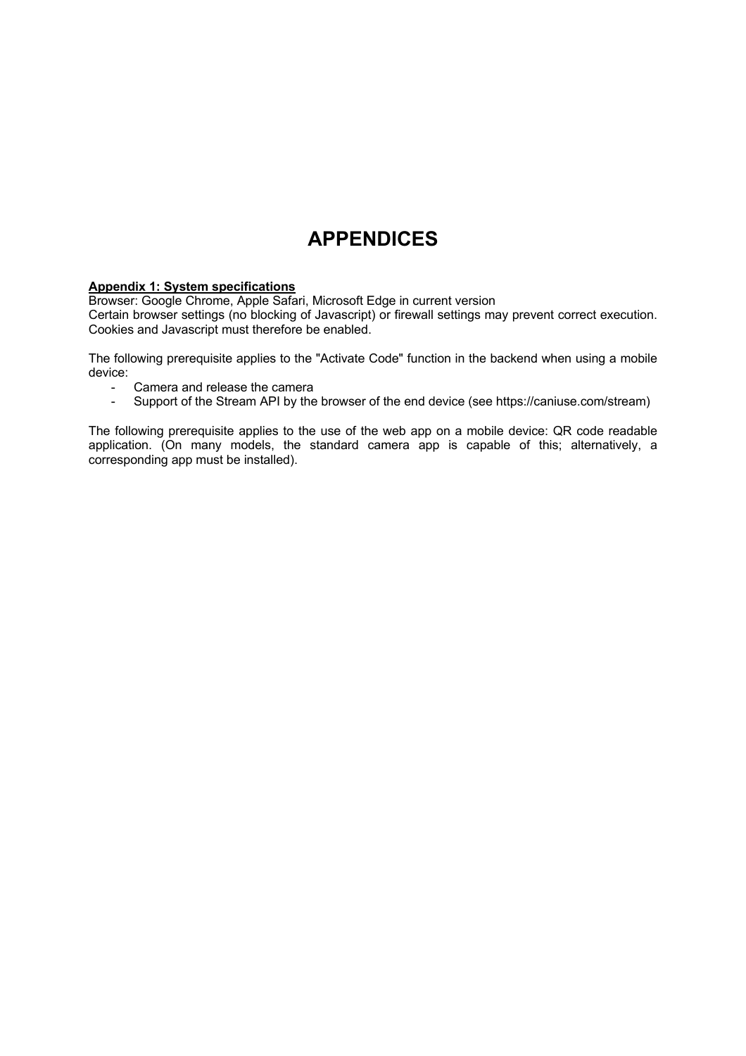# APPENDICES

**Appendix 1: System specifications**

Browser: Google Chrome, Apple Safari, Microsoft Edge in current version
Certain browser settings (no blocking of Javascript) or firewall settings may prevent correct execution. Cookies and Javascript must therefore be enabled.

The following prerequisite applies to the "Activate Code" function in the backend when using a mobile device:

- Camera and release the camera
- Support of the Stream API by the browser of the end device (see https://caniuse.com/stream)

The following prerequisite applies to the use of the web app on a mobile device: QR code readable application. (On many models, the standard camera app is capable of this; alternatively, a corresponding app must be installed).